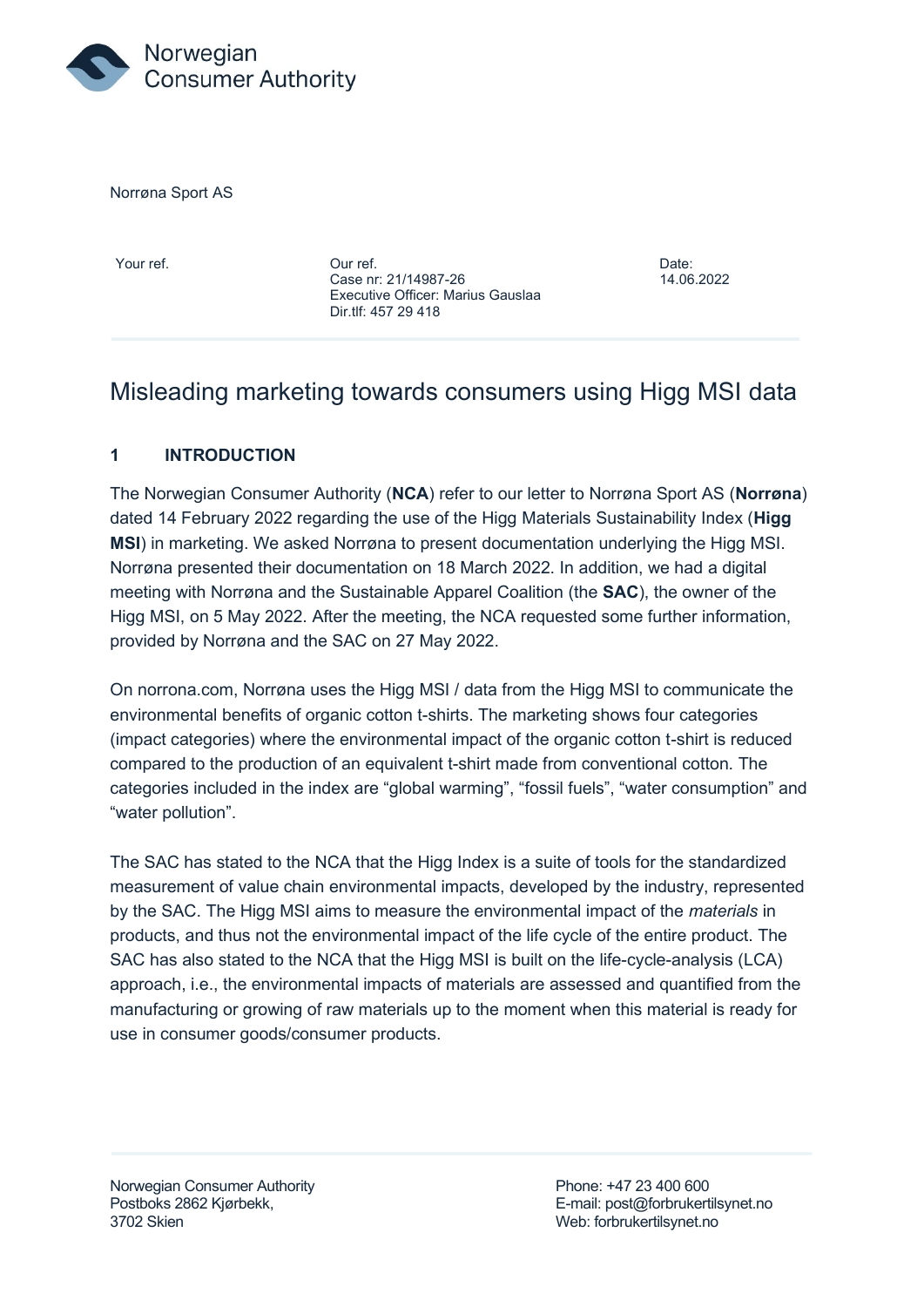Norwegian Consumer Authority

Norrøna Sport AS

| Your ref. | Our ref. | Date: |
|---|---|---|
| | Case nr: 21/14987-26<br>Executive Officer: Marius Gauslaa<br>Dir.tlf: 457 29 418 | 14.06.2022 |

# Misleading marketing towards consumers using Higg MSI data

## 1 INTRODUCTION

The Norwegian Consumer Authority (**NCA**) refer to our letter to Norrøna Sport AS (**Norrøna**) dated 14 February 2022 regarding the use of the Higg Materials Sustainability Index (**Higg MSI**) in marketing. We asked Norrøna to present documentation underlying the Higg MSI. Norrøna presented their documentation on 18 March 2022. In addition, we had a digital meeting with Norrøna and the Sustainable Apparel Coalition (the **SAC**), the owner of the Higg MSI, on 5 May 2022. After the meeting, the NCA requested some further information, provided by Norrøna and the SAC on 27 May 2022.

On norrona.com, Norrøna uses the Higg MSI / data from the Higg MSI to communicate the environmental benefits of organic cotton t-shirts. The marketing shows four categories (impact categories) where the environmental impact of the organic cotton t-shirt is reduced compared to the production of an equivalent t-shirt made from conventional cotton. The categories included in the index are "global warming", "fossil fuels", "water consumption" and "water pollution".

The SAC has stated to the NCA that the Higg Index is a suite of tools for the standardized measurement of value chain environmental impacts, developed by the industry, represented by the SAC. The Higg MSI aims to measure the environmental impact of the *materials* in products, and thus not the environmental impact of the life cycle of the entire product. The SAC has also stated to the NCA that the Higg MSI is built on the life-cycle-analysis (LCA) approach, i.e., the environmental impacts of materials are assessed and quantified from the manufacturing or growing of raw materials up to the moment when this material is ready for use in consumer goods/consumer products.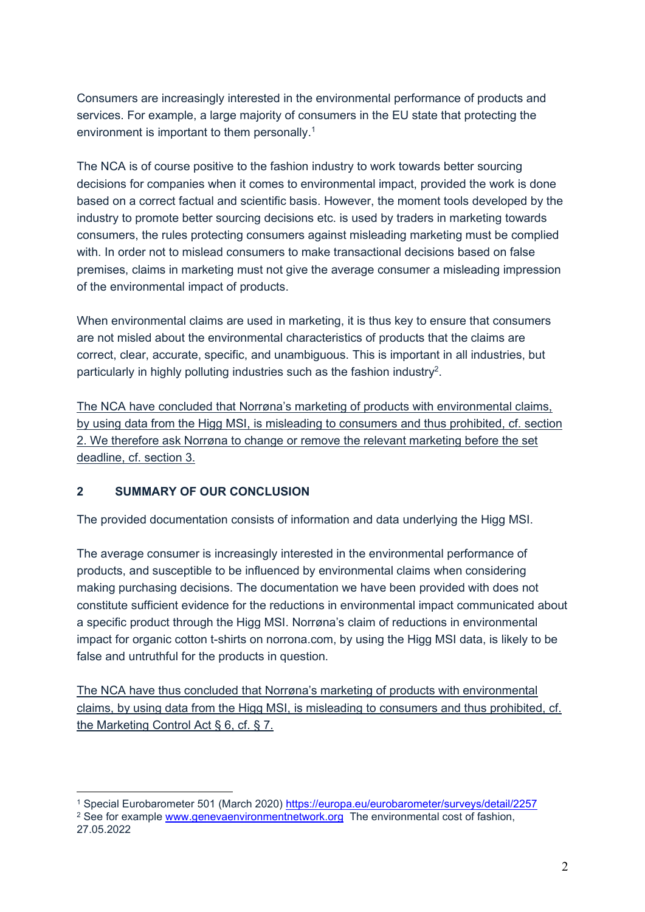Consumers are increasingly interested in the environmental performance of products and services. For example, a large majority of consumers in the EU state that protecting the environment is important to them personally.[1]

The NCA is of course positive to the fashion industry to work towards better sourcing decisions for companies when it comes to environmental impact, provided the work is done based on a correct factual and scientific basis. However, the moment tools developed by the industry to promote better sourcing decisions etc. is used by traders in marketing towards consumers, the rules protecting consumers against misleading marketing must be complied with. In order not to mislead consumers to make transactional decisions based on false premises, claims in marketing must not give the average consumer a misleading impression of the environmental impact of products.

When environmental claims are used in marketing, it is thus key to ensure that consumers are not misled about the environmental characteristics of products that the claims are correct, clear, accurate, specific, and unambiguous. This is important in all industries, but particularly in highly polluting industries such as the fashion industry[2].

<u>The NCA have concluded that Norrøna's marketing of products with environmental claims, by using data from the Higg MSI, is misleading to consumers and thus prohibited, cf. section 2. We therefore ask Norrøna to change or remove the relevant marketing before the set deadline, cf. section 3.</u>

## 2 SUMMARY OF OUR CONCLUSION

The provided documentation consists of information and data underlying the Higg MSI.

The average consumer is increasingly interested in the environmental performance of products, and susceptible to be influenced by environmental claims when considering making purchasing decisions. The documentation we have been provided with does not constitute sufficient evidence for the reductions in environmental impact communicated about a specific product through the Higg MSI. Norrøna's claim of reductions in environmental impact for organic cotton t-shirts on norrona.com, by using the Higg MSI data, is likely to be false and untruthful for the products in question.

<u>The NCA have thus concluded that Norrøna's marketing of products with environmental claims, by using data from the Higg MSI, is misleading to consumers and thus prohibited, cf. the Marketing Control Act § 6, cf. § 7.</u>

---

[1] Special Eurobarometer 501 (March 2020) https://europa.eu/eurobarometer/surveys/detail/2257

[2] See for example www.genevaenvironmentnetwork.org The environmental cost of fashion, 27.05.2022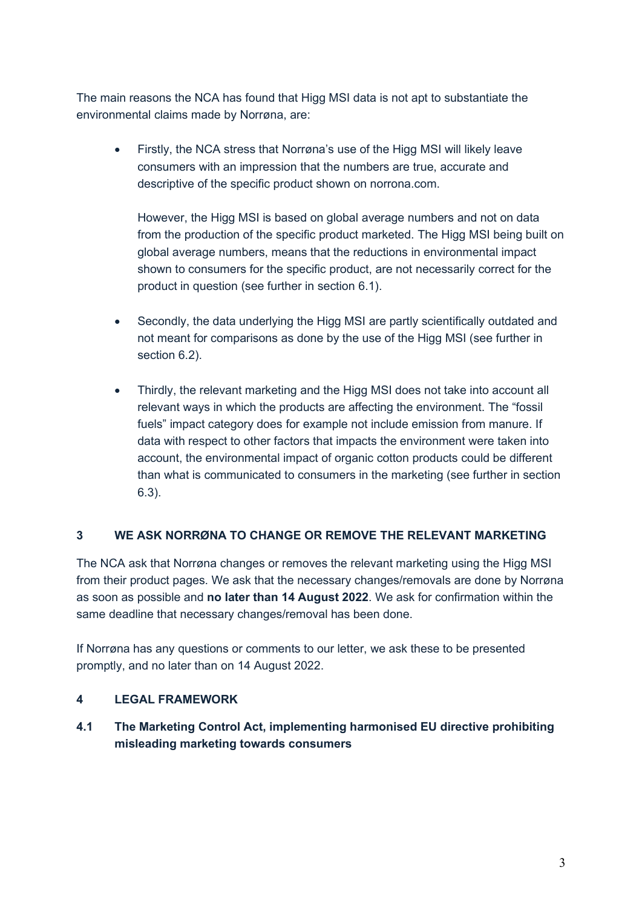The main reasons the NCA has found that Higg MSI data is not apt to substantiate the environmental claims made by Norrøna, are:

- Firstly, the NCA stress that Norrøna's use of the Higg MSI will likely leave consumers with an impression that the numbers are true, accurate and descriptive of the specific product shown on norrona.com.

  However, the Higg MSI is based on global average numbers and not on data from the production of the specific product marketed. The Higg MSI being built on global average numbers, means that the reductions in environmental impact shown to consumers for the specific product, are not necessarily correct for the product in question (see further in section 6.1).

- Secondly, the data underlying the Higg MSI are partly scientifically outdated and not meant for comparisons as done by the use of the Higg MSI (see further in section 6.2).

- Thirdly, the relevant marketing and the Higg MSI does not take into account all relevant ways in which the products are affecting the environment. The "fossil fuels" impact category does for example not include emission from manure. If data with respect to other factors that impacts the environment were taken into account, the environmental impact of organic cotton products could be different than what is communicated to consumers in the marketing (see further in section 6.3).

## 3 WE ASK NORRØNA TO CHANGE OR REMOVE THE RELEVANT MARKETING

The NCA ask that Norrøna changes or removes the relevant marketing using the Higg MSI from their product pages. We ask that the necessary changes/removals are done by Norrøna as soon as possible and **no later than 14 August 2022**. We ask for confirmation within the same deadline that necessary changes/removal has been done.

If Norrøna has any questions or comments to our letter, we ask these to be presented promptly, and no later than on 14 August 2022.

## 4 LEGAL FRAMEWORK

### 4.1 The Marketing Control Act, implementing harmonised EU directive prohibiting misleading marketing towards consumers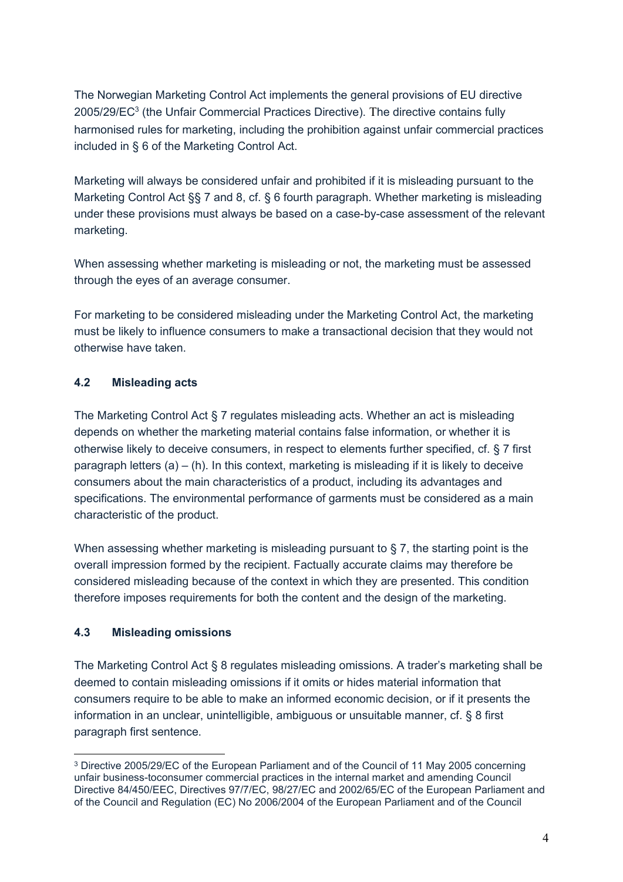The Norwegian Marketing Control Act implements the general provisions of EU directive 2005/29/EC[3] (the Unfair Commercial Practices Directive). The directive contains fully harmonised rules for marketing, including the prohibition against unfair commercial practices included in § 6 of the Marketing Control Act.

Marketing will always be considered unfair and prohibited if it is misleading pursuant to the Marketing Control Act §§ 7 and 8, cf. § 6 fourth paragraph. Whether marketing is misleading under these provisions must always be based on a case-by-case assessment of the relevant marketing.

When assessing whether marketing is misleading or not, the marketing must be assessed through the eyes of an average consumer.

For marketing to be considered misleading under the Marketing Control Act, the marketing must be likely to influence consumers to make a transactional decision that they would not otherwise have taken.

### 4.2 Misleading acts

The Marketing Control Act § 7 regulates misleading acts. Whether an act is misleading depends on whether the marketing material contains false information, or whether it is otherwise likely to deceive consumers, in respect to elements further specified, cf. § 7 first paragraph letters (a) – (h). In this context, marketing is misleading if it is likely to deceive consumers about the main characteristics of a product, including its advantages and specifications. The environmental performance of garments must be considered as a main characteristic of the product.

When assessing whether marketing is misleading pursuant to § 7, the starting point is the overall impression formed by the recipient. Factually accurate claims may therefore be considered misleading because of the context in which they are presented. This condition therefore imposes requirements for both the content and the design of the marketing.

### 4.3 Misleading omissions

The Marketing Control Act § 8 regulates misleading omissions. A trader's marketing shall be deemed to contain misleading omissions if it omits or hides material information that consumers require to be able to make an informed economic decision, or if it presents the information in an unclear, unintelligible, ambiguous or unsuitable manner, cf. § 8 first paragraph first sentence.

---

[3] Directive 2005/29/EC of the European Parliament and of the Council of 11 May 2005 concerning unfair business-toconsumer commercial practices in the internal market and amending Council Directive 84/450/EEC, Directives 97/7/EC, 98/27/EC and 2002/65/EC of the European Parliament and of the Council and Regulation (EC) No 2006/2004 of the European Parliament and of the Council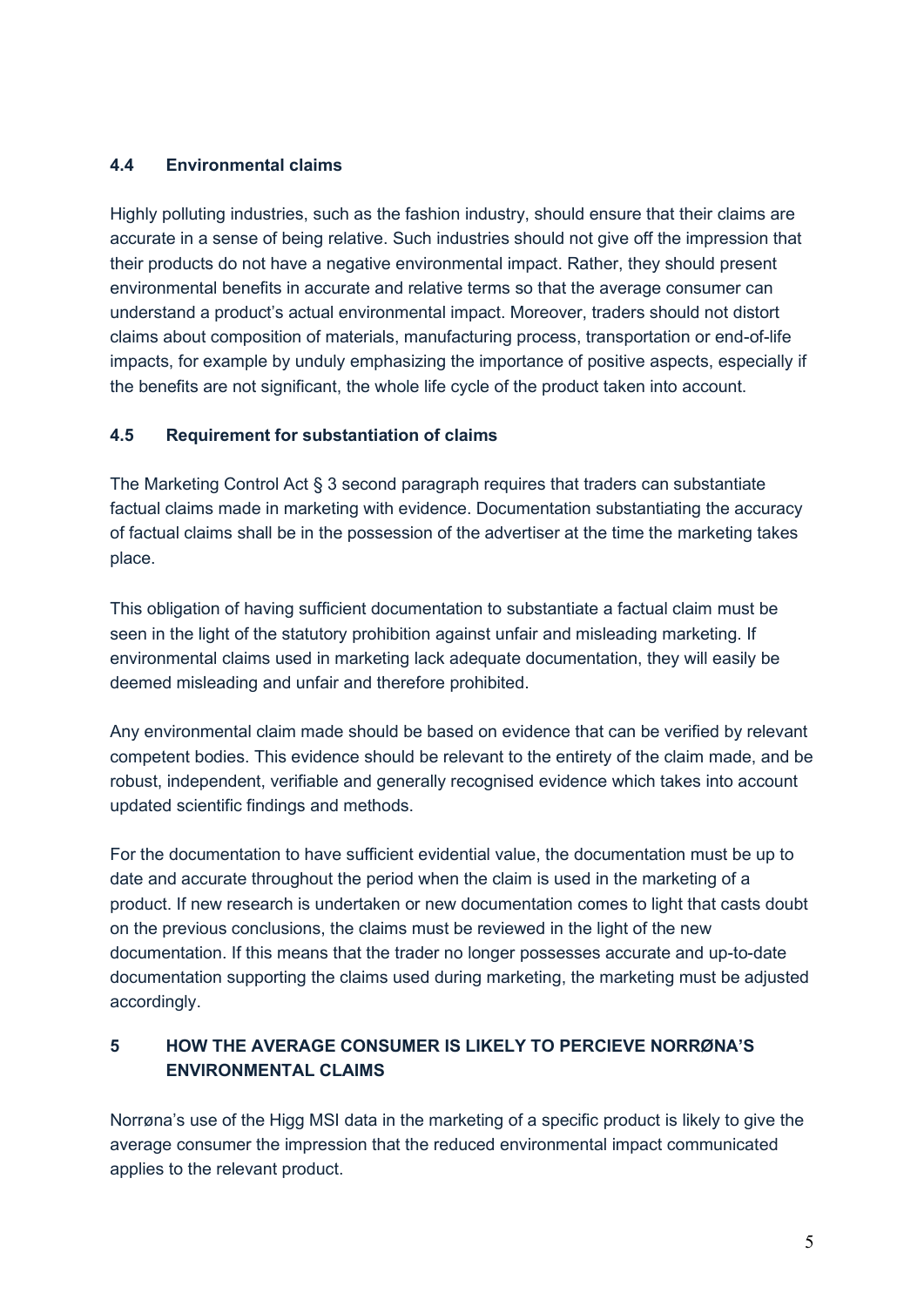## 4.4 Environmental claims

Highly polluting industries, such as the fashion industry, should ensure that their claims are accurate in a sense of being relative. Such industries should not give off the impression that their products do not have a negative environmental impact. Rather, they should present environmental benefits in accurate and relative terms so that the average consumer can understand a product's actual environmental impact. Moreover, traders should not distort claims about composition of materials, manufacturing process, transportation or end-of-life impacts, for example by unduly emphasizing the importance of positive aspects, especially if the benefits are not significant, the whole life cycle of the product taken into account.

## 4.5 Requirement for substantiation of claims

The Marketing Control Act § 3 second paragraph requires that traders can substantiate factual claims made in marketing with evidence. Documentation substantiating the accuracy of factual claims shall be in the possession of the advertiser at the time the marketing takes place.

This obligation of having sufficient documentation to substantiate a factual claim must be seen in the light of the statutory prohibition against unfair and misleading marketing. If environmental claims used in marketing lack adequate documentation, they will easily be deemed misleading and unfair and therefore prohibited.

Any environmental claim made should be based on evidence that can be verified by relevant competent bodies. This evidence should be relevant to the entirety of the claim made, and be robust, independent, verifiable and generally recognised evidence which takes into account updated scientific findings and methods.

For the documentation to have sufficient evidential value, the documentation must be up to date and accurate throughout the period when the claim is used in the marketing of a product. If new research is undertaken or new documentation comes to light that casts doubt on the previous conclusions, the claims must be reviewed in the light of the new documentation. If this means that the trader no longer possesses accurate and up-to-date documentation supporting the claims used during marketing, the marketing must be adjusted accordingly.

# 5 HOW THE AVERAGE CONSUMER IS LIKELY TO PERCIEVE NORRØNA'S ENVIRONMENTAL CLAIMS

Norrøna's use of the Higg MSI data in the marketing of a specific product is likely to give the average consumer the impression that the reduced environmental impact communicated applies to the relevant product.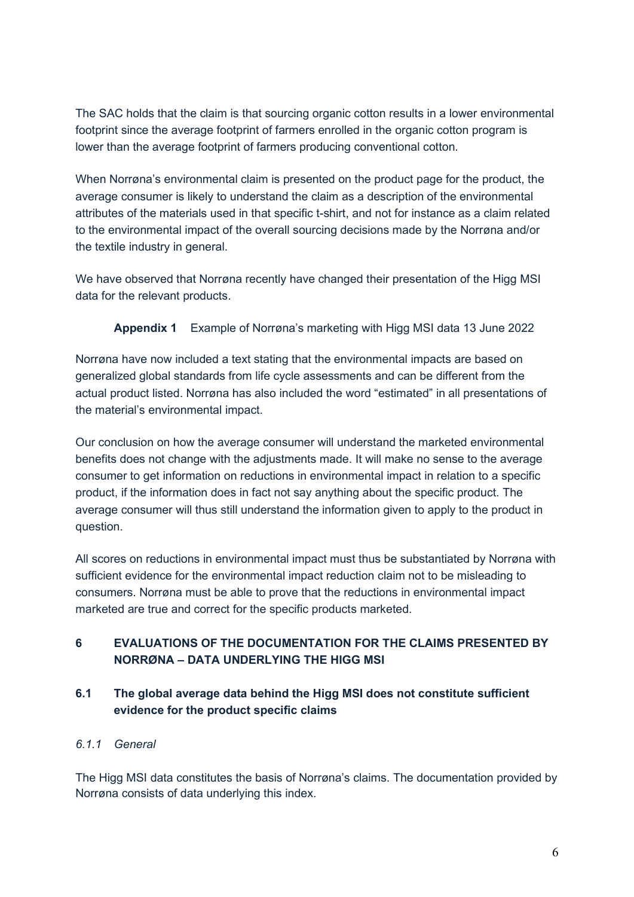The SAC holds that the claim is that sourcing organic cotton results in a lower environmental footprint since the average footprint of farmers enrolled in the organic cotton program is lower than the average footprint of farmers producing conventional cotton.

When Norrøna's environmental claim is presented on the product page for the product, the average consumer is likely to understand the claim as a description of the environmental attributes of the materials used in that specific t-shirt, and not for instance as a claim related to the environmental impact of the overall sourcing decisions made by the Norrøna and/or the textile industry in general.

We have observed that Norrøna recently have changed their presentation of the Higg MSI data for the relevant products.

**Appendix 1** Example of Norrøna's marketing with Higg MSI data 13 June 2022

Norrøna have now included a text stating that the environmental impacts are based on generalized global standards from life cycle assessments and can be different from the actual product listed. Norrøna has also included the word "estimated" in all presentations of the material's environmental impact.

Our conclusion on how the average consumer will understand the marketed environmental benefits does not change with the adjustments made. It will make no sense to the average consumer to get information on reductions in environmental impact in relation to a specific product, if the information does in fact not say anything about the specific product. The average consumer will thus still understand the information given to apply to the product in question.

All scores on reductions in environmental impact must thus be substantiated by Norrøna with sufficient evidence for the environmental impact reduction claim not to be misleading to consumers. Norrøna must be able to prove that the reductions in environmental impact marketed are true and correct for the specific products marketed.

## 6 EVALUATIONS OF THE DOCUMENTATION FOR THE CLAIMS PRESENTED BY NORRØNA – DATA UNDERLYING THE HIGG MSI

### 6.1 The global average data behind the Higg MSI does not constitute sufficient evidence for the product specific claims

#### *6.1.1 General*

The Higg MSI data constitutes the basis of Norrøna's claims. The documentation provided by Norrøna consists of data underlying this index.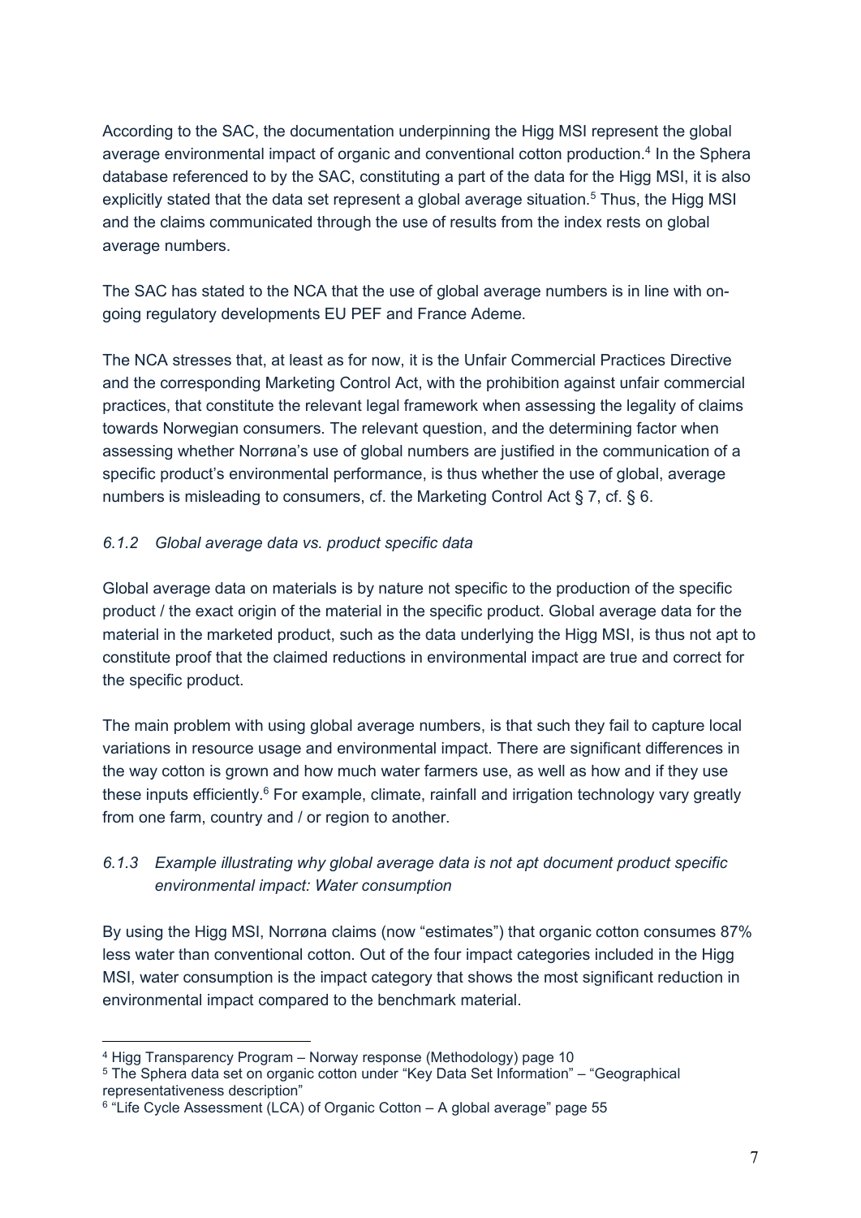According to the SAC, the documentation underpinning the Higg MSI represent the global average environmental impact of organic and conventional cotton production.[4] In the Sphera database referenced to by the SAC, constituting a part of the data for the Higg MSI, it is also explicitly stated that the data set represent a global average situation.[5] Thus, the Higg MSI and the claims communicated through the use of results from the index rests on global average numbers.

The SAC has stated to the NCA that the use of global average numbers is in line with on-going regulatory developments EU PEF and France Ademe.

The NCA stresses that, at least as for now, it is the Unfair Commercial Practices Directive and the corresponding Marketing Control Act, with the prohibition against unfair commercial practices, that constitute the relevant legal framework when assessing the legality of claims towards Norwegian consumers. The relevant question, and the determining factor when assessing whether Norrøna's use of global numbers are justified in the communication of a specific product's environmental performance, is thus whether the use of global, average numbers is misleading to consumers, cf. the Marketing Control Act § 7, cf. § 6.

### *6.1.2 Global average data vs. product specific data*

Global average data on materials is by nature not specific to the production of the specific product / the exact origin of the material in the specific product. Global average data for the material in the marketed product, such as the data underlying the Higg MSI, is thus not apt to constitute proof that the claimed reductions in environmental impact are true and correct for the specific product.

The main problem with using global average numbers, is that such they fail to capture local variations in resource usage and environmental impact. There are significant differences in the way cotton is grown and how much water farmers use, as well as how and if they use these inputs efficiently.[6] For example, climate, rainfall and irrigation technology vary greatly from one farm, country and / or region to another.

### *6.1.3 Example illustrating why global average data is not apt document product specific environmental impact: Water consumption*

By using the Higg MSI, Norrøna claims (now "estimates") that organic cotton consumes 87% less water than conventional cotton. Out of the four impact categories included in the Higg MSI, water consumption is the impact category that shows the most significant reduction in environmental impact compared to the benchmark material.

---

[4] Higg Transparency Program – Norway response (Methodology) page 10

[5] The Sphera data set on organic cotton under "Key Data Set Information" – "Geographical representativeness description"

[6] "Life Cycle Assessment (LCA) of Organic Cotton – A global average" page 55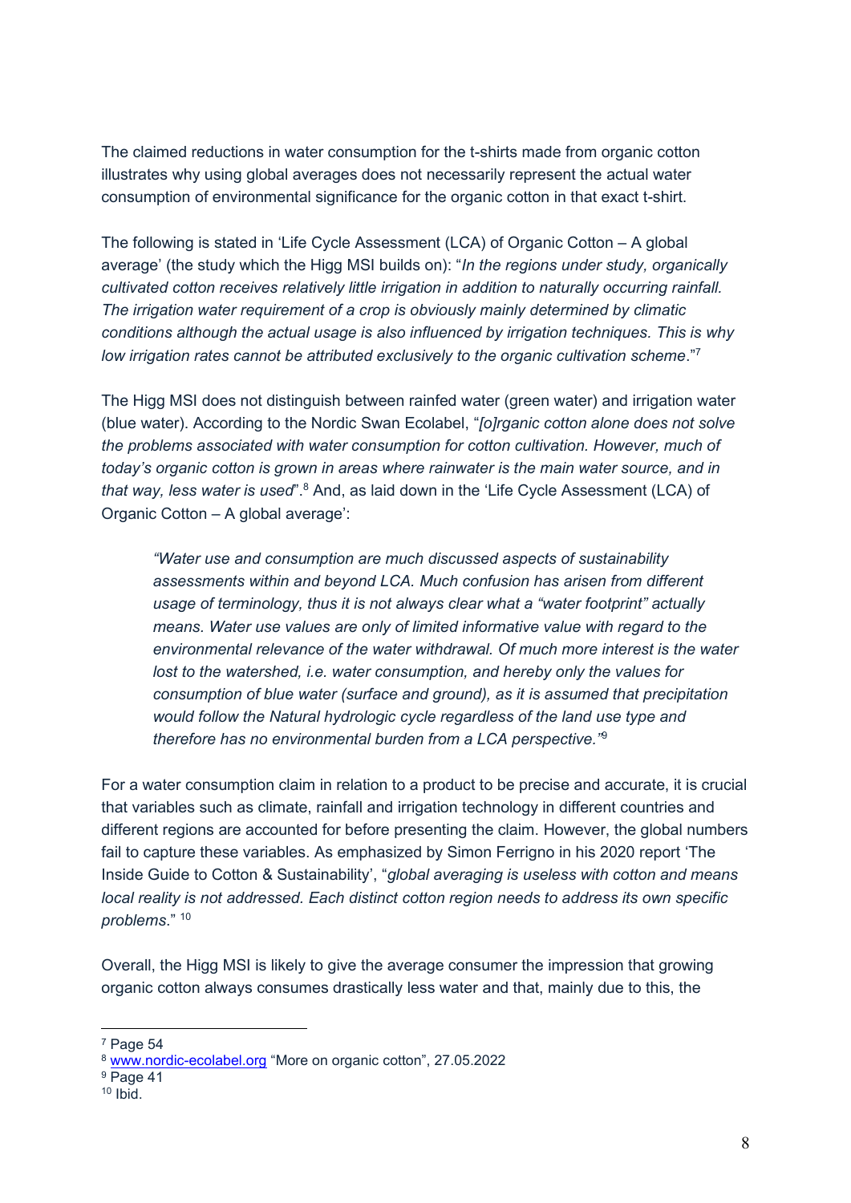The claimed reductions in water consumption for the t-shirts made from organic cotton illustrates why using global averages does not necessarily represent the actual water consumption of environmental significance for the organic cotton in that exact t-shirt.

The following is stated in 'Life Cycle Assessment (LCA) of Organic Cotton – A global average' (the study which the Higg MSI builds on): "*In the regions under study, organically cultivated cotton receives relatively little irrigation in addition to naturally occurring rainfall. The irrigation water requirement of a crop is obviously mainly determined by climatic conditions although the actual usage is also influenced by irrigation techniques. This is why low irrigation rates cannot be attributed exclusively to the organic cultivation scheme*."[7]

The Higg MSI does not distinguish between rainfed water (green water) and irrigation water (blue water). According to the Nordic Swan Ecolabel, "*[o]rganic cotton alone does not solve the problems associated with water consumption for cotton cultivation. However, much of today's organic cotton is grown in areas where rainwater is the main water source, and in that way, less water is used*".[8] And, as laid down in the 'Life Cycle Assessment (LCA) of Organic Cotton – A global average':

> *"Water use and consumption are much discussed aspects of sustainability assessments within and beyond LCA. Much confusion has arisen from different usage of terminology, thus it is not always clear what a "water footprint" actually means. Water use values are only of limited informative value with regard to the environmental relevance of the water withdrawal. Of much more interest is the water lost to the watershed, i.e. water consumption, and hereby only the values for consumption of blue water (surface and ground), as it is assumed that precipitation would follow the Natural hydrologic cycle regardless of the land use type and therefore has no environmental burden from a LCA perspective."*[9]

For a water consumption claim in relation to a product to be precise and accurate, it is crucial that variables such as climate, rainfall and irrigation technology in different countries and different regions are accounted for before presenting the claim. However, the global numbers fail to capture these variables. As emphasized by Simon Ferrigno in his 2020 report 'The Inside Guide to Cotton & Sustainability', "*global averaging is useless with cotton and means local reality is not addressed. Each distinct cotton region needs to address its own specific problems*." [10]

Overall, the Higg MSI is likely to give the average consumer the impression that growing organic cotton always consumes drastically less water and that, mainly due to this, the

---

[7] Page 54

[8] www.nordic-ecolabel.org "More on organic cotton", 27.05.2022

[9] Page 41

[10] Ibid.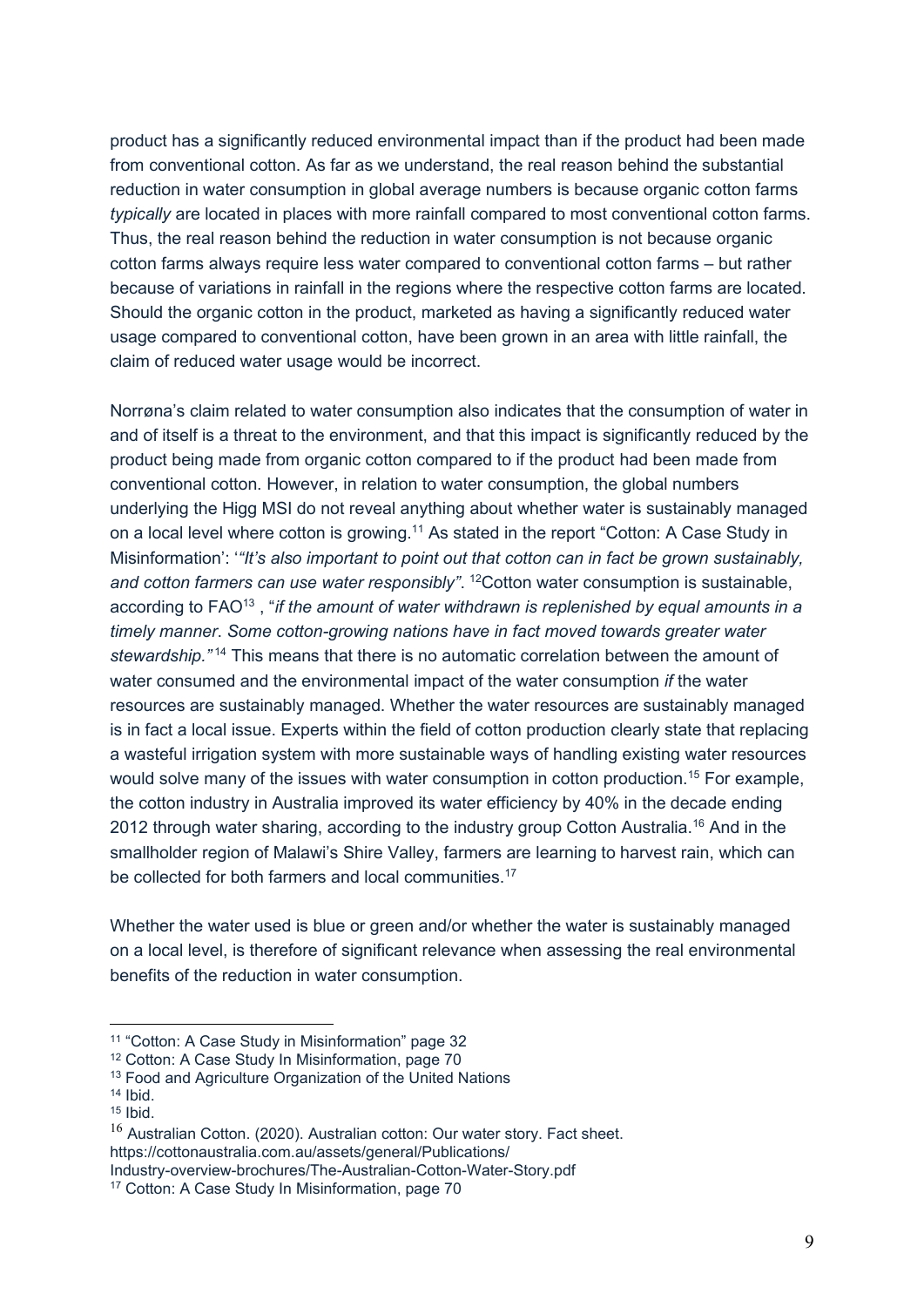product has a significantly reduced environmental impact than if the product had been made from conventional cotton. As far as we understand, the real reason behind the substantial reduction in water consumption in global average numbers is because organic cotton farms *typically* are located in places with more rainfall compared to most conventional cotton farms. Thus, the real reason behind the reduction in water consumption is not because organic cotton farms always require less water compared to conventional cotton farms – but rather because of variations in rainfall in the regions where the respective cotton farms are located. Should the organic cotton in the product, marketed as having a significantly reduced water usage compared to conventional cotton, have been grown in an area with little rainfall, the claim of reduced water usage would be incorrect.

Norrøna's claim related to water consumption also indicates that the consumption of water in and of itself is a threat to the environment, and that this impact is significantly reduced by the product being made from organic cotton compared to if the product had been made from conventional cotton. However, in relation to water consumption, the global numbers underlying the Higg MSI do not reveal anything about whether water is sustainably managed on a local level where cotton is growing.[11] As stated in the report "Cotton: A Case Study in Misinformation': '*"It's also important to point out that cotton can in fact be grown sustainably, and cotton farmers can use water responsibly".* [12]Cotton water consumption is sustainable, according to FAO[13] , "*if the amount of water withdrawn is replenished by equal amounts in a timely manner. Some cotton-growing nations have in fact moved towards greater water stewardship."*[14] This means that there is no automatic correlation between the amount of water consumed and the environmental impact of the water consumption *if* the water resources are sustainably managed. Whether the water resources are sustainably managed is in fact a local issue. Experts within the field of cotton production clearly state that replacing a wasteful irrigation system with more sustainable ways of handling existing water resources would solve many of the issues with water consumption in cotton production.[15] For example, the cotton industry in Australia improved its water efficiency by 40% in the decade ending 2012 through water sharing, according to the industry group Cotton Australia.[16] And in the smallholder region of Malawi's Shire Valley, farmers are learning to harvest rain, which can be collected for both farmers and local communities.[17]

Whether the water used is blue or green and/or whether the water is sustainably managed on a local level, is therefore of significant relevance when assessing the real environmental benefits of the reduction in water consumption.

---

[11] "Cotton: A Case Study in Misinformation" page 32

[12] Cotton: A Case Study In Misinformation, page 70

[13] Food and Agriculture Organization of the United Nations

[14] Ibid.

[15] Ibid.

[16] Australian Cotton. (2020). Australian cotton: Our water story. Fact sheet. https://cottonaustralia.com.au/assets/general/Publications/Industry-overview-brochures/The-Australian-Cotton-Water-Story.pdf

[17] Cotton: A Case Study In Misinformation, page 70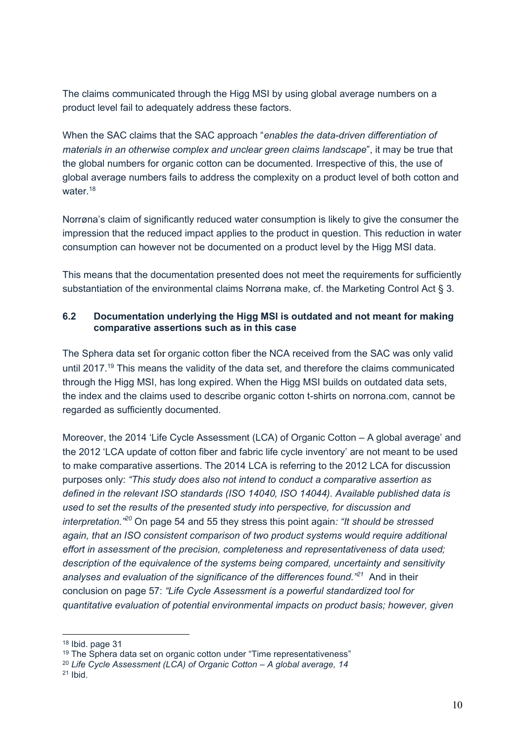The claims communicated through the Higg MSI by using global average numbers on a product level fail to adequately address these factors.

When the SAC claims that the SAC approach "*enables the data-driven differentiation of materials in an otherwise complex and unclear green claims landscape*", it may be true that the global numbers for organic cotton can be documented. Irrespective of this, the use of global average numbers fails to address the complexity on a product level of both cotton and water.[18]

Norrøna's claim of significantly reduced water consumption is likely to give the consumer the impression that the reduced impact applies to the product in question. This reduction in water consumption can however not be documented on a product level by the Higg MSI data.

This means that the documentation presented does not meet the requirements for sufficiently substantiation of the environmental claims Norrøna make, cf. the Marketing Control Act § 3.

## 6.2 Documentation underlying the Higg MSI is outdated and not meant for making comparative assertions such as in this case

The Sphera data set for organic cotton fiber the NCA received from the SAC was only valid until 2017.[19] This means the validity of the data set, and therefore the claims communicated through the Higg MSI, has long expired. When the Higg MSI builds on outdated data sets, the index and the claims used to describe organic cotton t-shirts on norrona.com, cannot be regarded as sufficiently documented.

Moreover, the 2014 'Life Cycle Assessment (LCA) of Organic Cotton – A global average' and the 2012 'LCA update of cotton fiber and fabric life cycle inventory' are not meant to be used to make comparative assertions. The 2014 LCA is referring to the 2012 LCA for discussion purposes only: *"This study does also not intend to conduct a comparative assertion as defined in the relevant ISO standards (ISO 14040, ISO 14044). Available published data is used to set the results of the presented study into perspective, for discussion and interpretation."*[20] On page 54 and 55 they stress this point again*: "It should be stressed again, that an ISO consistent comparison of two product systems would require additional effort in assessment of the precision, completeness and representativeness of data used; description of the equivalence of the systems being compared, uncertainty and sensitivity analyses and evaluation of the significance of the differences found."*[21] And in their conclusion on page 57: *"Life Cycle Assessment is a powerful standardized tool for quantitative evaluation of potential environmental impacts on product basis; however, given*

---

[18] Ibid. page 31

[19] The Sphera data set on organic cotton under "Time representativeness"

[20] *Life Cycle Assessment (LCA) of Organic Cotton – A global average, 14*

[21] Ibid.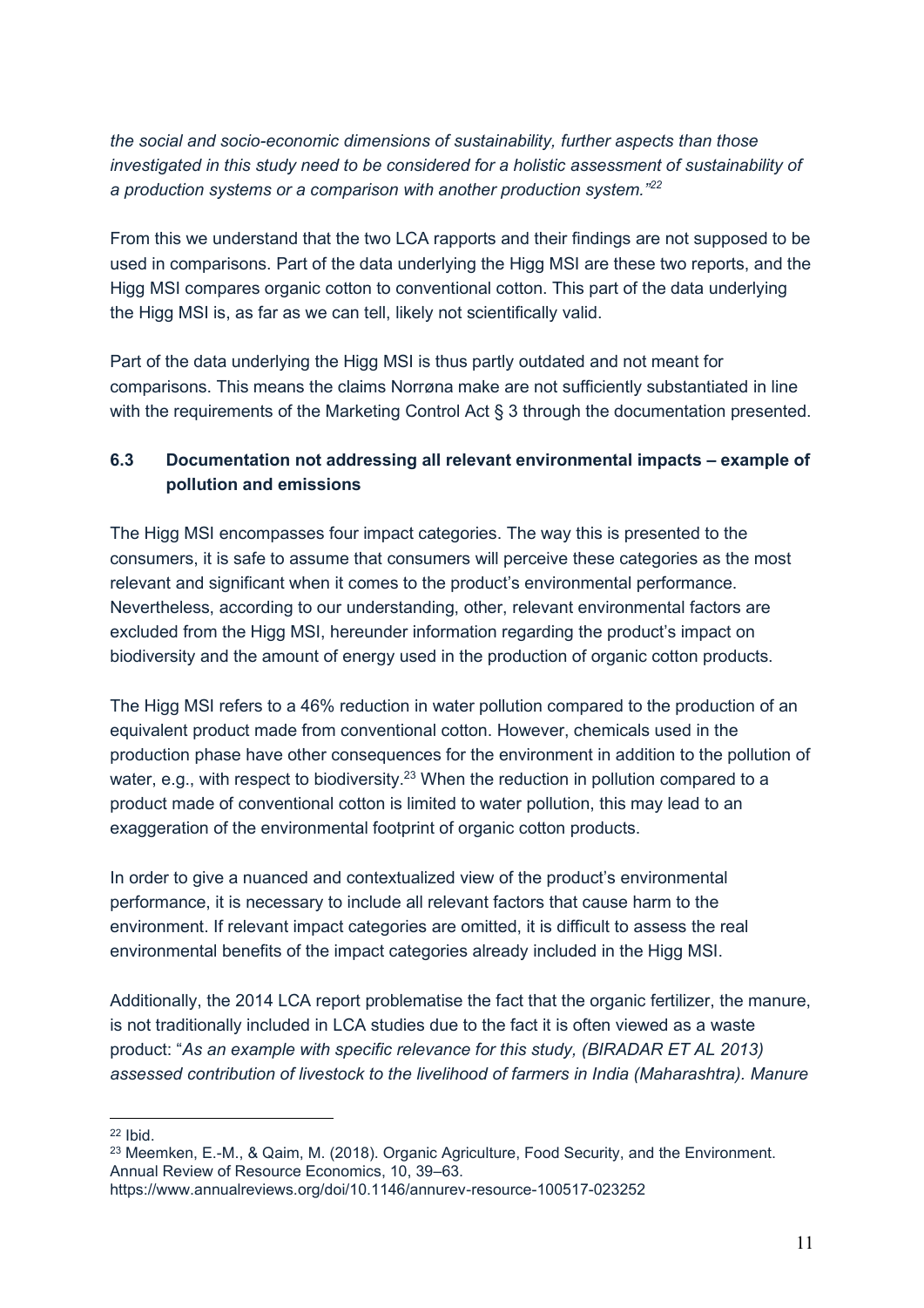*the social and socio-economic dimensions of sustainability, further aspects than those investigated in this study need to be considered for a holistic assessment of sustainability of a production systems or a comparison with another production system."*[22]

From this we understand that the two LCA rapports and their findings are not supposed to be used in comparisons. Part of the data underlying the Higg MSI are these two reports, and the Higg MSI compares organic cotton to conventional cotton. This part of the data underlying the Higg MSI is, as far as we can tell, likely not scientifically valid.

Part of the data underlying the Higg MSI is thus partly outdated and not meant for comparisons. This means the claims Norrøna make are not sufficiently substantiated in line with the requirements of the Marketing Control Act § 3 through the documentation presented.

### 6.3 Documentation not addressing all relevant environmental impacts – example of pollution and emissions

The Higg MSI encompasses four impact categories. The way this is presented to the consumers, it is safe to assume that consumers will perceive these categories as the most relevant and significant when it comes to the product's environmental performance. Nevertheless, according to our understanding, other, relevant environmental factors are excluded from the Higg MSI, hereunder information regarding the product's impact on biodiversity and the amount of energy used in the production of organic cotton products.

The Higg MSI refers to a 46% reduction in water pollution compared to the production of an equivalent product made from conventional cotton. However, chemicals used in the production phase have other consequences for the environment in addition to the pollution of water, e.g., with respect to biodiversity.[23] When the reduction in pollution compared to a product made of conventional cotton is limited to water pollution, this may lead to an exaggeration of the environmental footprint of organic cotton products.

In order to give a nuanced and contextualized view of the product's environmental performance, it is necessary to include all relevant factors that cause harm to the environment. If relevant impact categories are omitted, it is difficult to assess the real environmental benefits of the impact categories already included in the Higg MSI.

Additionally, the 2014 LCA report problematise the fact that the organic fertilizer, the manure, is not traditionally included in LCA studies due to the fact it is often viewed as a waste product: "*As an example with specific relevance for this study, (BIRADAR ET AL 2013) assessed contribution of livestock to the livelihood of farmers in India (Maharashtra). Manure*

---

[22] Ibid.

[23] Meemken, E.-M., & Qaim, M. (2018). Organic Agriculture, Food Security, and the Environment. Annual Review of Resource Economics, 10, 39–63. https://www.annualreviews.org/doi/10.1146/annurev-resource-100517-023252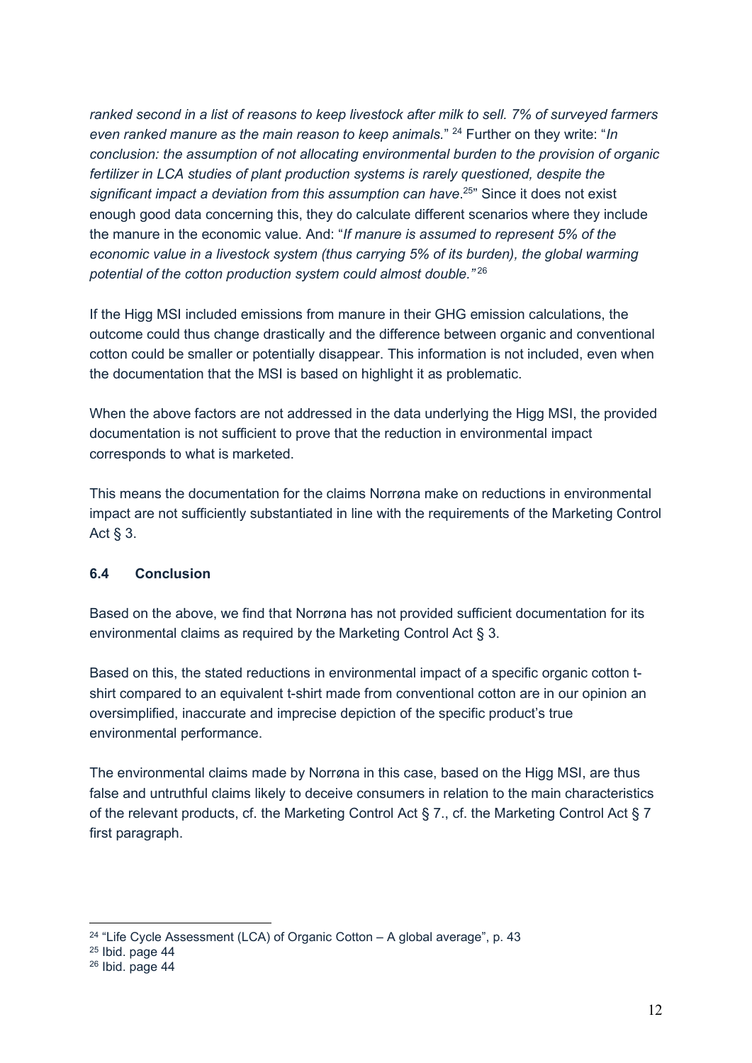*ranked second in a list of reasons to keep livestock after milk to sell. 7% of surveyed farmers even ranked manure as the main reason to keep animals.*" [24] Further on they write: "*In conclusion: the assumption of not allocating environmental burden to the provision of organic fertilizer in LCA studies of plant production systems is rarely questioned, despite the significant impact a deviation from this assumption can have*.[25]" Since it does not exist enough good data concerning this, they do calculate different scenarios where they include the manure in the economic value. And: "*If manure is assumed to represent 5% of the economic value in a livestock system (thus carrying 5% of its burden), the global warming potential of the cotton production system could almost double.*" [26]

If the Higg MSI included emissions from manure in their GHG emission calculations, the outcome could thus change drastically and the difference between organic and conventional cotton could be smaller or potentially disappear. This information is not included, even when the documentation that the MSI is based on highlight it as problematic.

When the above factors are not addressed in the data underlying the Higg MSI, the provided documentation is not sufficient to prove that the reduction in environmental impact corresponds to what is marketed.

This means the documentation for the claims Norrøna make on reductions in environmental impact are not sufficiently substantiated in line with the requirements of the Marketing Control Act § 3.

### 6.4 Conclusion

Based on the above, we find that Norrøna has not provided sufficient documentation for its environmental claims as required by the Marketing Control Act § 3.

Based on this, the stated reductions in environmental impact of a specific organic cotton t-shirt compared to an equivalent t-shirt made from conventional cotton are in our opinion an oversimplified, inaccurate and imprecise depiction of the specific product's true environmental performance.

The environmental claims made by Norrøna in this case, based on the Higg MSI, are thus false and untruthful claims likely to deceive consumers in relation to the main characteristics of the relevant products, cf. the Marketing Control Act § 7., cf. the Marketing Control Act § 7 first paragraph.

---

[24] "Life Cycle Assessment (LCA) of Organic Cotton – A global average", p. 43

[25] Ibid. page 44

[26] Ibid. page 44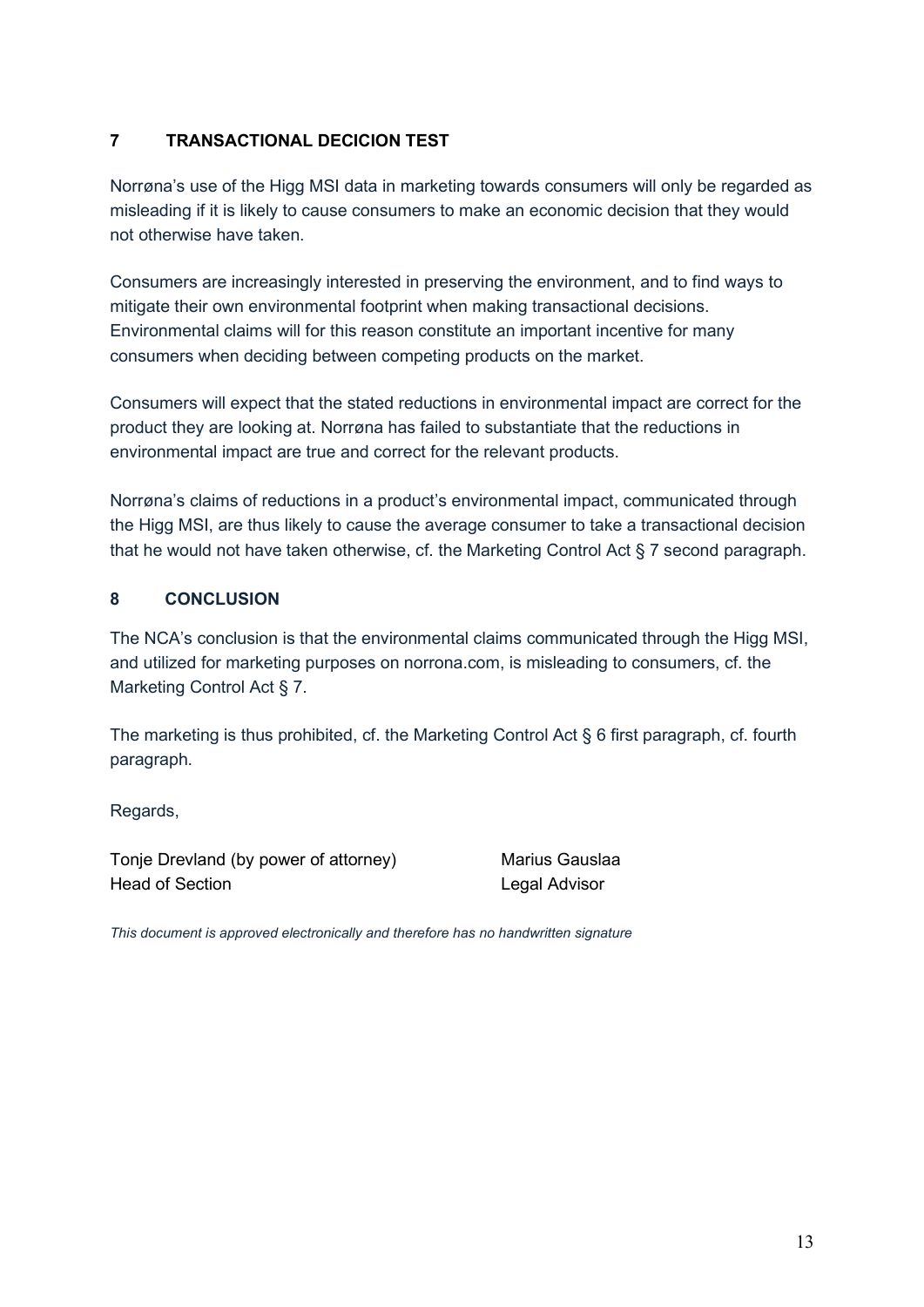## 7 TRANSACTIONAL DECICION TEST

Norrøna's use of the Higg MSI data in marketing towards consumers will only be regarded as misleading if it is likely to cause consumers to make an economic decision that they would not otherwise have taken.

Consumers are increasingly interested in preserving the environment, and to find ways to mitigate their own environmental footprint when making transactional decisions. Environmental claims will for this reason constitute an important incentive for many consumers when deciding between competing products on the market.

Consumers will expect that the stated reductions in environmental impact are correct for the product they are looking at. Norrøna has failed to substantiate that the reductions in environmental impact are true and correct for the relevant products.

Norrøna's claims of reductions in a product's environmental impact, communicated through the Higg MSI, are thus likely to cause the average consumer to take a transactional decision that he would not have taken otherwise, cf. the Marketing Control Act § 7 second paragraph.

## 8 CONCLUSION

The NCA's conclusion is that the environmental claims communicated through the Higg MSI, and utilized for marketing purposes on norrona.com, is misleading to consumers, cf. the Marketing Control Act § 7.

The marketing is thus prohibited, cf. the Marketing Control Act § 6 first paragraph, cf. fourth paragraph.

Regards,

Tonje Drevland (by power of attorney)
Head of Section

Marius Gauslaa
Legal Advisor

*This document is approved electronically and therefore has no handwritten signature*